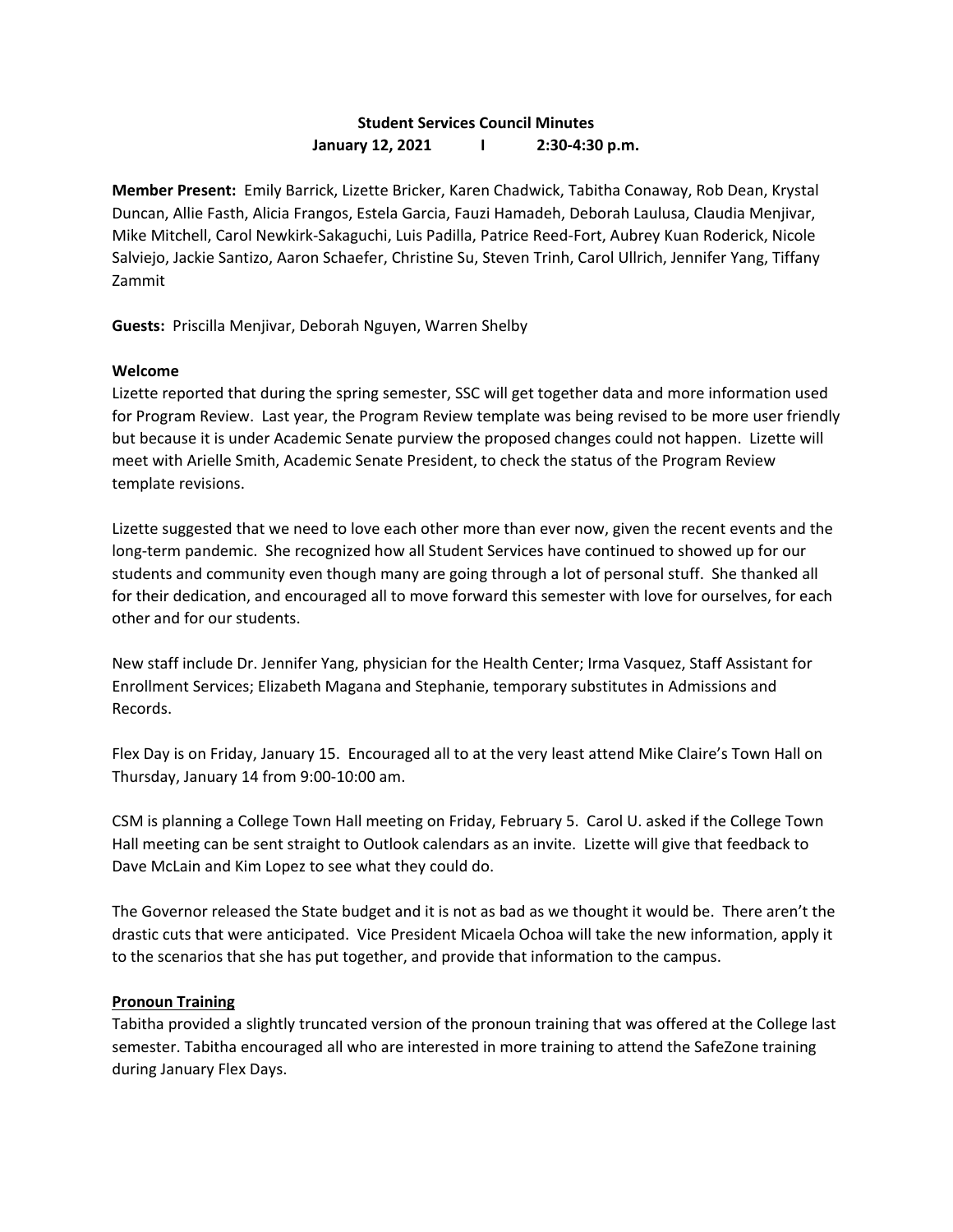**Student Services Council Minutes**
**January 12, 2021 I 2:30-4:30 p.m.**

**Member Present:** Emily Barrick, Lizette Bricker, Karen Chadwick, Tabitha Conaway, Rob Dean, Krystal Duncan, Allie Fasth, Alicia Frangos, Estela Garcia, Fauzi Hamadeh, Deborah Laulusa, Claudia Menjivar, Mike Mitchell, Carol Newkirk-Sakaguchi, Luis Padilla, Patrice Reed-Fort, Aubrey Kuan Roderick, Nicole Salviejo, Jackie Santizo, Aaron Schaefer, Christine Su, Steven Trinh, Carol Ullrich, Jennifer Yang, Tiffany Zammit

**Guests:** Priscilla Menjivar, Deborah Nguyen, Warren Shelby

**Welcome**

Lizette reported that during the spring semester, SSC will get together data and more information used for Program Review. Last year, the Program Review template was being revised to be more user friendly but because it is under Academic Senate purview the proposed changes could not happen. Lizette will meet with Arielle Smith, Academic Senate President, to check the status of the Program Review template revisions.

Lizette suggested that we need to love each other more than ever now, given the recent events and the long-term pandemic. She recognized how all Student Services have continued to showed up for our students and community even though many are going through a lot of personal stuff. She thanked all for their dedication, and encouraged all to move forward this semester with love for ourselves, for each other and for our students.

New staff include Dr. Jennifer Yang, physician for the Health Center; Irma Vasquez, Staff Assistant for Enrollment Services; Elizabeth Magana and Stephanie, temporary substitutes in Admissions and Records.

Flex Day is on Friday, January 15. Encouraged all to at the very least attend Mike Claire's Town Hall on Thursday, January 14 from 9:00-10:00 am.

CSM is planning a College Town Hall meeting on Friday, February 5. Carol U. asked if the College Town Hall meeting can be sent straight to Outlook calendars as an invite. Lizette will give that feedback to Dave McLain and Kim Lopez to see what they could do.

The Governor released the State budget and it is not as bad as we thought it would be. There aren't the drastic cuts that were anticipated. Vice President Micaela Ochoa will take the new information, apply it to the scenarios that she has put together, and provide that information to the campus.

**Pronoun Training**

Tabitha provided a slightly truncated version of the pronoun training that was offered at the College last semester. Tabitha encouraged all who are interested in more training to attend the SafeZone training during January Flex Days.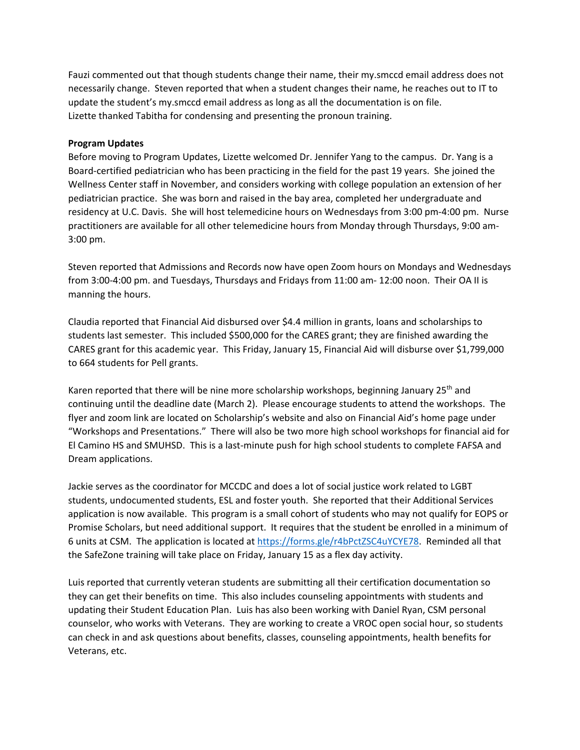Fauzi commented out that though students change their name, their my.smccd email address does not necessarily change. Steven reported that when a student changes their name, he reaches out to IT to update the student's my.smccd email address as long as all the documentation is on file.
Lizette thanked Tabitha for condensing and presenting the pronoun training.

**Program Updates**

Before moving to Program Updates, Lizette welcomed Dr. Jennifer Yang to the campus. Dr. Yang is a Board-certified pediatrician who has been practicing in the field for the past 19 years. She joined the Wellness Center staff in November, and considers working with college population an extension of her pediatrician practice. She was born and raised in the bay area, completed her undergraduate and residency at U.C. Davis. She will host telemedicine hours on Wednesdays from 3:00 pm-4:00 pm. Nurse practitioners are available for all other telemedicine hours from Monday through Thursdays, 9:00 am-3:00 pm.

Steven reported that Admissions and Records now have open Zoom hours on Mondays and Wednesdays from 3:00-4:00 pm. and Tuesdays, Thursdays and Fridays from 11:00 am- 12:00 noon. Their OA II is manning the hours.

Claudia reported that Financial Aid disbursed over $4.4 million in grants, loans and scholarships to students last semester. This included $500,000 for the CARES grant; they are finished awarding the CARES grant for this academic year. This Friday, January 15, Financial Aid will disburse over $1,799,000 to 664 students for Pell grants.

Karen reported that there will be nine more scholarship workshops, beginning January 25th and continuing until the deadline date (March 2). Please encourage students to attend the workshops. The flyer and zoom link are located on Scholarship's website and also on Financial Aid's home page under "Workshops and Presentations." There will also be two more high school workshops for financial aid for El Camino HS and SMUHSD. This is a last-minute push for high school students to complete FAFSA and Dream applications.

Jackie serves as the coordinator for MCCDC and does a lot of social justice work related to LGBT students, undocumented students, ESL and foster youth. She reported that their Additional Services application is now available. This program is a small cohort of students who may not qualify for EOPS or Promise Scholars, but need additional support. It requires that the student be enrolled in a minimum of 6 units at CSM. The application is located at https://forms.gle/r4bPctZSC4uYCYE78. Reminded all that the SafeZone training will take place on Friday, January 15 as a flex day activity.

Luis reported that currently veteran students are submitting all their certification documentation so they can get their benefits on time. This also includes counseling appointments with students and updating their Student Education Plan. Luis has also been working with Daniel Ryan, CSM personal counselor, who works with Veterans. They are working to create a VROC open social hour, so students can check in and ask questions about benefits, classes, counseling appointments, health benefits for Veterans, etc.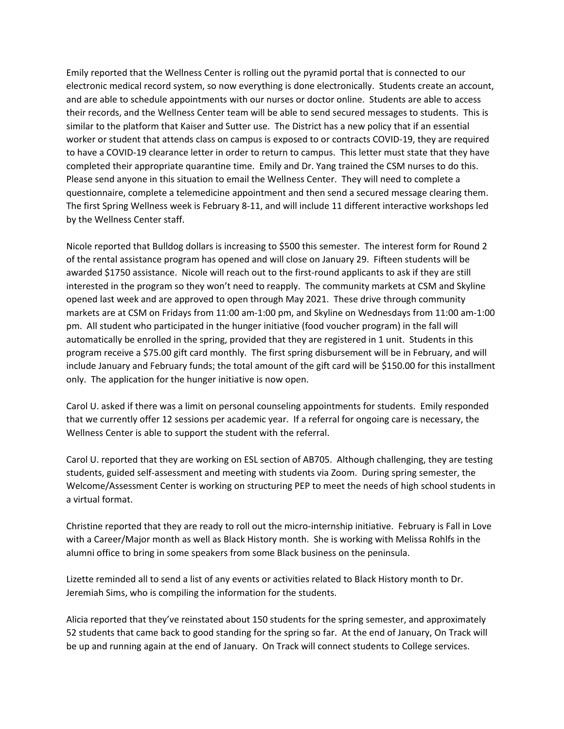Emily reported that the Wellness Center is rolling out the pyramid portal that is connected to our electronic medical record system, so now everything is done electronically. Students create an account, and are able to schedule appointments with our nurses or doctor online. Students are able to access their records, and the Wellness Center team will be able to send secured messages to students. This is similar to the platform that Kaiser and Sutter use. The District has a new policy that if an essential worker or student that attends class on campus is exposed to or contracts COVID-19, they are required to have a COVID-19 clearance letter in order to return to campus. This letter must state that they have completed their appropriate quarantine time. Emily and Dr. Yang trained the CSM nurses to do this. Please send anyone in this situation to email the Wellness Center. They will need to complete a questionnaire, complete a telemedicine appointment and then send a secured message clearing them. The first Spring Wellness week is February 8-11, and will include 11 different interactive workshops led by the Wellness Center staff.

Nicole reported that Bulldog dollars is increasing to $500 this semester. The interest form for Round 2 of the rental assistance program has opened and will close on January 29. Fifteen students will be awarded $1750 assistance. Nicole will reach out to the first-round applicants to ask if they are still interested in the program so they won't need to reapply. The community markets at CSM and Skyline opened last week and are approved to open through May 2021. These drive through community markets are at CSM on Fridays from 11:00 am-1:00 pm, and Skyline on Wednesdays from 11:00 am-1:00 pm. All student who participated in the hunger initiative (food voucher program) in the fall will automatically be enrolled in the spring, provided that they are registered in 1 unit. Students in this program receive a $75.00 gift card monthly. The first spring disbursement will be in February, and will include January and February funds; the total amount of the gift card will be $150.00 for this installment only. The application for the hunger initiative is now open.

Carol U. asked if there was a limit on personal counseling appointments for students. Emily responded that we currently offer 12 sessions per academic year. If a referral for ongoing care is necessary, the Wellness Center is able to support the student with the referral.

Carol U. reported that they are working on ESL section of AB705. Although challenging, they are testing students, guided self-assessment and meeting with students via Zoom. During spring semester, the Welcome/Assessment Center is working on structuring PEP to meet the needs of high school students in a virtual format.

Christine reported that they are ready to roll out the micro-internship initiative. February is Fall in Love with a Career/Major month as well as Black History month. She is working with Melissa Rohlfs in the alumni office to bring in some speakers from some Black business on the peninsula.

Lizette reminded all to send a list of any events or activities related to Black History month to Dr. Jeremiah Sims, who is compiling the information for the students.

Alicia reported that they've reinstated about 150 students for the spring semester, and approximately 52 students that came back to good standing for the spring so far. At the end of January, On Track will be up and running again at the end of January. On Track will connect students to College services.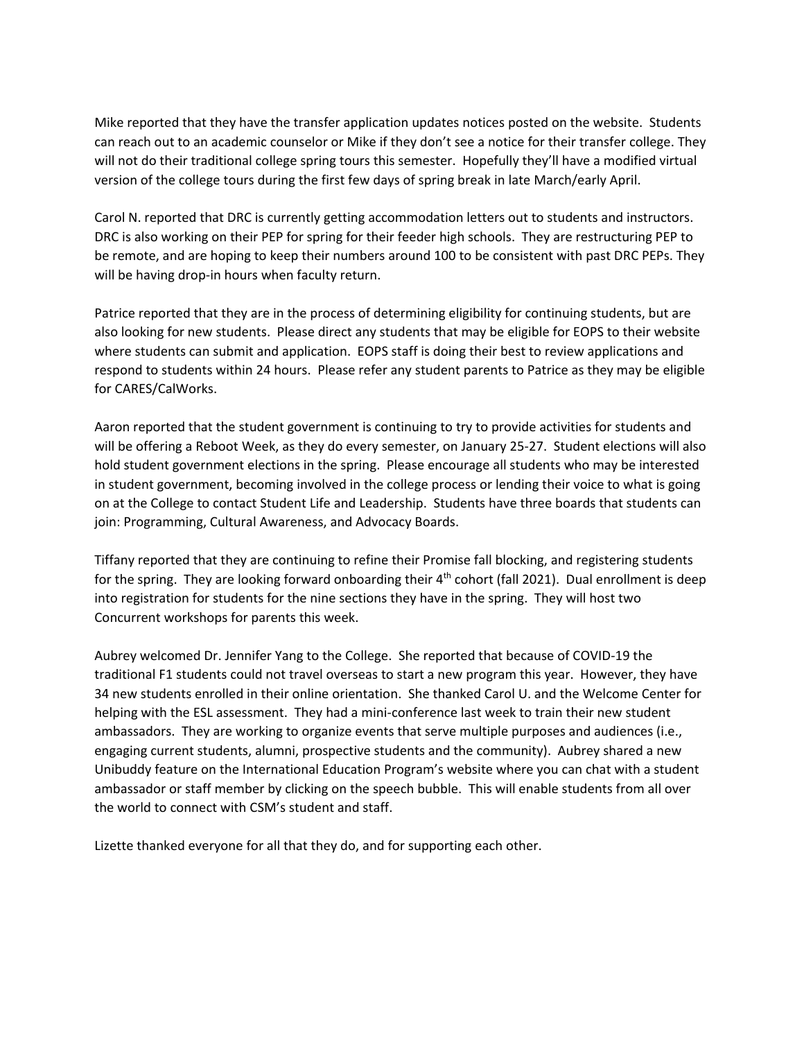Mike reported that they have the transfer application updates notices posted on the website. Students can reach out to an academic counselor or Mike if they don't see a notice for their transfer college. They will not do their traditional college spring tours this semester. Hopefully they'll have a modified virtual version of the college tours during the first few days of spring break in late March/early April.

Carol N. reported that DRC is currently getting accommodation letters out to students and instructors. DRC is also working on their PEP for spring for their feeder high schools. They are restructuring PEP to be remote, and are hoping to keep their numbers around 100 to be consistent with past DRC PEPs. They will be having drop-in hours when faculty return.

Patrice reported that they are in the process of determining eligibility for continuing students, but are also looking for new students. Please direct any students that may be eligible for EOPS to their website where students can submit and application. EOPS staff is doing their best to review applications and respond to students within 24 hours. Please refer any student parents to Patrice as they may be eligible for CARES/CalWorks.

Aaron reported that the student government is continuing to try to provide activities for students and will be offering a Reboot Week, as they do every semester, on January 25-27. Student elections will also hold student government elections in the spring. Please encourage all students who may be interested in student government, becoming involved in the college process or lending their voice to what is going on at the College to contact Student Life and Leadership. Students have three boards that students can join: Programming, Cultural Awareness, and Advocacy Boards.

Tiffany reported that they are continuing to refine their Promise fall blocking, and registering students for the spring. They are looking forward onboarding their 4th cohort (fall 2021). Dual enrollment is deep into registration for students for the nine sections they have in the spring. They will host two Concurrent workshops for parents this week.

Aubrey welcomed Dr. Jennifer Yang to the College. She reported that because of COVID-19 the traditional F1 students could not travel overseas to start a new program this year. However, they have 34 new students enrolled in their online orientation. She thanked Carol U. and the Welcome Center for helping with the ESL assessment. They had a mini-conference last week to train their new student ambassadors. They are working to organize events that serve multiple purposes and audiences (i.e., engaging current students, alumni, prospective students and the community). Aubrey shared a new Unibuddy feature on the International Education Program's website where you can chat with a student ambassador or staff member by clicking on the speech bubble. This will enable students from all over the world to connect with CSM's student and staff.

Lizette thanked everyone for all that they do, and for supporting each other.